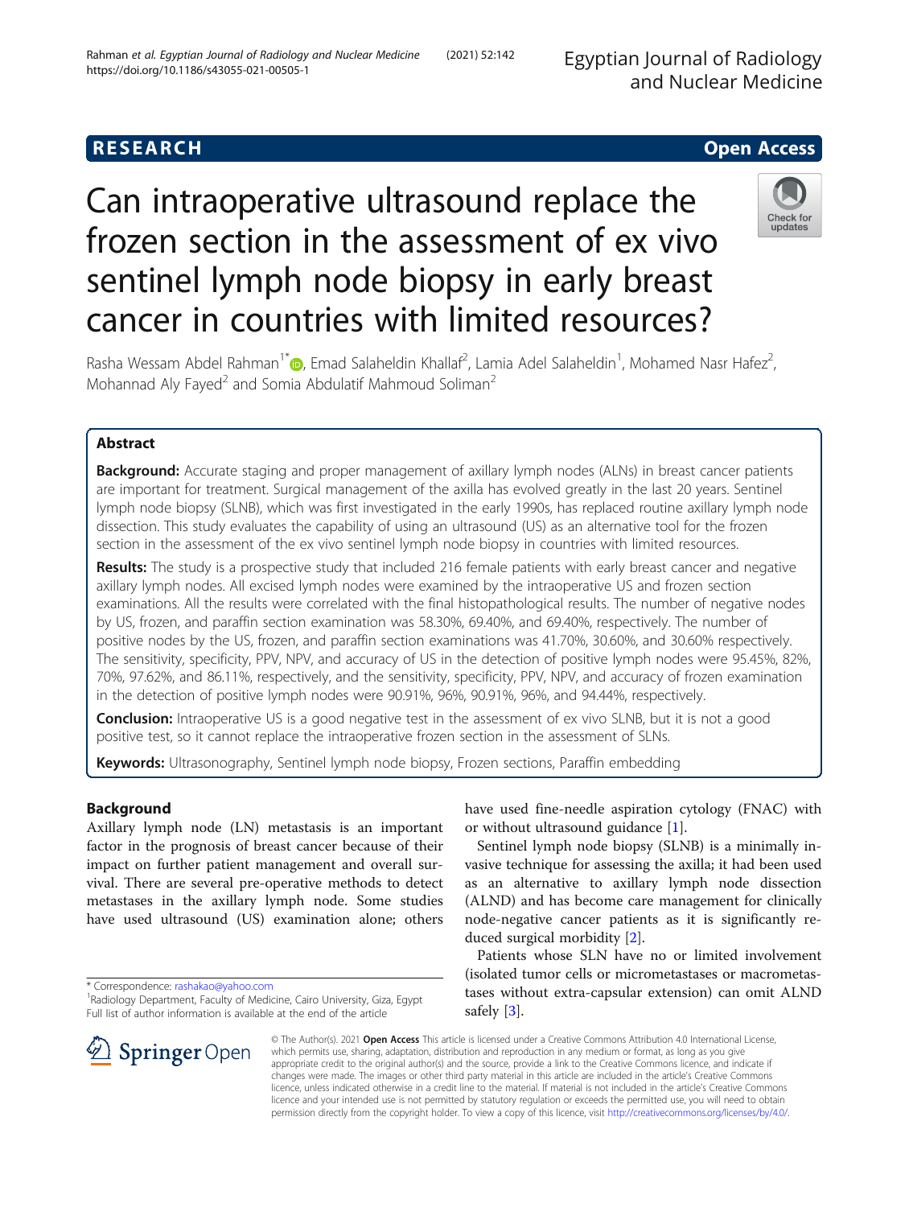RESEARCH

Open Access

# Can intraoperative ultrasound replace the frozen section in the assessment of ex vivo sentinel lymph node biopsy in early breast cancer in countries with limited resources?

Rasha Wessam Abdel Rahman[1*], Emad Salaheldin Khallaf[2], Lamia Adel Salaheldin[1], Mohamed Nasr Hafez[2], Mohannad Aly Fayed[2] and Somia Abdulatif Mahmoud Soliman[2]

## Abstract

**Background:** Accurate staging and proper management of axillary lymph nodes (ALNs) in breast cancer patients are important for treatment. Surgical management of the axilla has evolved greatly in the last 20 years. Sentinel lymph node biopsy (SLNB), which was first investigated in the early 1990s, has replaced routine axillary lymph node dissection. This study evaluates the capability of using an ultrasound (US) as an alternative tool for the frozen section in the assessment of the ex vivo sentinel lymph node biopsy in countries with limited resources.

**Results:** The study is a prospective study that included 216 female patients with early breast cancer and negative axillary lymph nodes. All excised lymph nodes were examined by the intraoperative US and frozen section examinations. All the results were correlated with the final histopathological results. The number of negative nodes by US, frozen, and paraffin section examination was 58.30%, 69.40%, and 69.40%, respectively. The number of positive nodes by the US, frozen, and paraffin section examinations was 41.70%, 30.60%, and 30.60% respectively. The sensitivity, specificity, PPV, NPV, and accuracy of US in the detection of positive lymph nodes were 95.45%, 82%, 70%, 97.62%, and 86.11%, respectively, and the sensitivity, specificity, PPV, NPV, and accuracy of frozen examination in the detection of positive lymph nodes were 90.91%, 96%, 90.91%, 96%, and 94.44%, respectively.

**Conclusion:** Intraoperative US is a good negative test in the assessment of ex vivo SLNB, but it is not a good positive test, so it cannot replace the intraoperative frozen section in the assessment of SLNs.

**Keywords:** Ultrasonography, Sentinel lymph node biopsy, Frozen sections, Paraffin embedding

## Background

Axillary lymph node (LN) metastasis is an important factor in the prognosis of breast cancer because of their impact on further patient management and overall survival. There are several pre-operative methods to detect metastases in the axillary lymph node. Some studies have used ultrasound (US) examination alone; others have used fine-needle aspiration cytology (FNAC) with or without ultrasound guidance [1].

Sentinel lymph node biopsy (SLNB) is a minimally invasive technique for assessing the axilla; it had been used as an alternative to axillary lymph node dissection (ALND) and has become care management for clinically node-negative cancer patients as it is significantly reduced surgical morbidity [2].

Patients whose SLN have no or limited involvement (isolated tumor cells or micrometastases or macrometastases without extra-capsular extension) can omit ALND safely [3].

* Correspondence: rashakao@yahoo.com
[1]Radiology Department, Faculty of Medicine, Cairo University, Giza, Egypt
Full list of author information is available at the end of the article

© The Author(s). 2021 **Open Access** This article is licensed under a Creative Commons Attribution 4.0 International License, which permits use, sharing, adaptation, distribution and reproduction in any medium or format, as long as you give appropriate credit to the original author(s) and the source, provide a link to the Creative Commons licence, and indicate if changes were made. The images or other third party material in this article are included in the article's Creative Commons licence, unless indicated otherwise in a credit line to the material. If material is not included in the article's Creative Commons licence and your intended use is not permitted by statutory regulation or exceeds the permitted use, you will need to obtain permission directly from the copyright holder. To view a copy of this licence, visit http://creativecommons.org/licenses/by/4.0/.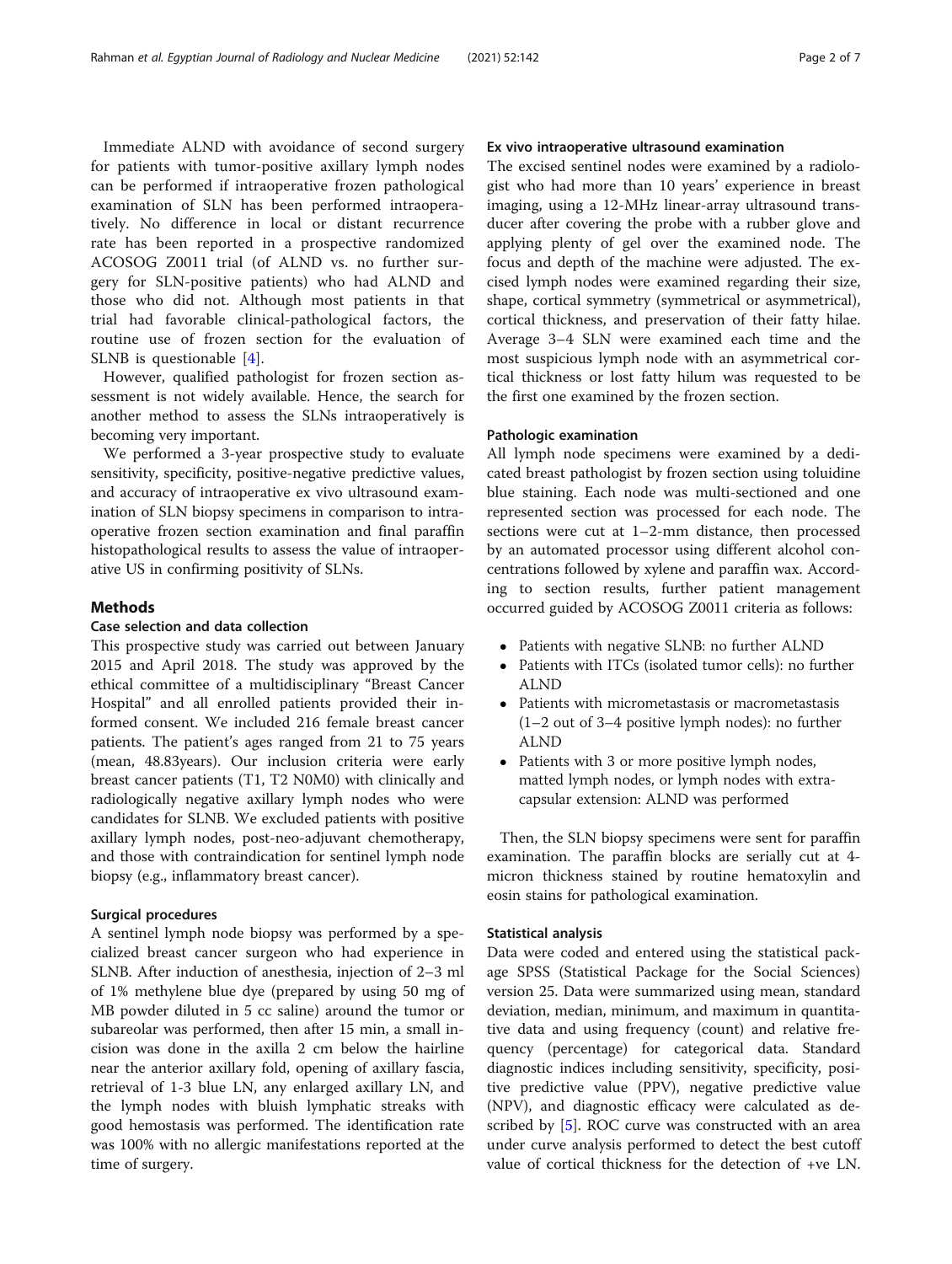Immediate ALND with avoidance of second surgery for patients with tumor-positive axillary lymph nodes can be performed if intraoperative frozen pathological examination of SLN has been performed intraoperatively. No difference in local or distant recurrence rate has been reported in a prospective randomized ACOSOG Z0011 trial (of ALND vs. no further surgery for SLN-positive patients) who had ALND and those who did not. Although most patients in that trial had favorable clinical-pathological factors, the routine use of frozen section for the evaluation of SLNB is questionable [4].

However, qualified pathologist for frozen section assessment is not widely available. Hence, the search for another method to assess the SLNs intraoperatively is becoming very important.

We performed a 3-year prospective study to evaluate sensitivity, specificity, positive-negative predictive values, and accuracy of intraoperative ex vivo ultrasound examination of SLN biopsy specimens in comparison to intraoperative frozen section examination and final paraffin histopathological results to assess the value of intraoperative US in confirming positivity of SLNs.

## Methods

### Case selection and data collection

This prospective study was carried out between January 2015 and April 2018. The study was approved by the ethical committee of a multidisciplinary "Breast Cancer Hospital" and all enrolled patients provided their informed consent. We included 216 female breast cancer patients. The patient's ages ranged from 21 to 75 years (mean, 48.83years). Our inclusion criteria were early breast cancer patients (T1, T2 N0M0) with clinically and radiologically negative axillary lymph nodes who were candidates for SLNB. We excluded patients with positive axillary lymph nodes, post-neo-adjuvant chemotherapy, and those with contraindication for sentinel lymph node biopsy (e.g., inflammatory breast cancer).

### Surgical procedures

A sentinel lymph node biopsy was performed by a specialized breast cancer surgeon who had experience in SLNB. After induction of anesthesia, injection of 2–3 ml of 1% methylene blue dye (prepared by using 50 mg of MB powder diluted in 5 cc saline) around the tumor or subareolar was performed, then after 15 min, a small incision was done in the axilla 2 cm below the hairline near the anterior axillary fold, opening of axillary fascia, retrieval of 1-3 blue LN, any enlarged axillary LN, and the lymph nodes with bluish lymphatic streaks with good hemostasis was performed. The identification rate was 100% with no allergic manifestations reported at the time of surgery.

### Ex vivo intraoperative ultrasound examination

The excised sentinel nodes were examined by a radiologist who had more than 10 years' experience in breast imaging, using a 12-MHz linear-array ultrasound transducer after covering the probe with a rubber glove and applying plenty of gel over the examined node. The focus and depth of the machine were adjusted. The excised lymph nodes were examined regarding their size, shape, cortical symmetry (symmetrical or asymmetrical), cortical thickness, and preservation of their fatty hilae. Average 3–4 SLN were examined each time and the most suspicious lymph node with an asymmetrical cortical thickness or lost fatty hilum was requested to be the first one examined by the frozen section.

### Pathologic examination

All lymph node specimens were examined by a dedicated breast pathologist by frozen section using toluidine blue staining. Each node was multi-sectioned and one represented section was processed for each node. The sections were cut at 1–2-mm distance, then processed by an automated processor using different alcohol concentrations followed by xylene and paraffin wax. According to section results, further patient management occurred guided by ACOSOG Z0011 criteria as follows:

- Patients with negative SLNB: no further ALND
- Patients with ITCs (isolated tumor cells): no further ALND
- Patients with micrometastasis or macrometastasis (1–2 out of 3–4 positive lymph nodes): no further ALND
- Patients with 3 or more positive lymph nodes, matted lymph nodes, or lymph nodes with extra-capsular extension: ALND was performed

Then, the SLN biopsy specimens were sent for paraffin examination. The paraffin blocks are serially cut at 4-micron thickness stained by routine hematoxylin and eosin stains for pathological examination.

### Statistical analysis

Data were coded and entered using the statistical package SPSS (Statistical Package for the Social Sciences) version 25. Data were summarized using mean, standard deviation, median, minimum, and maximum in quantitative data and using frequency (count) and relative frequency (percentage) for categorical data. Standard diagnostic indices including sensitivity, specificity, positive predictive value (PPV), negative predictive value (NPV), and diagnostic efficacy were calculated as described by [5]. ROC curve was constructed with an area under curve analysis performed to detect the best cutoff value of cortical thickness for the detection of +ve LN.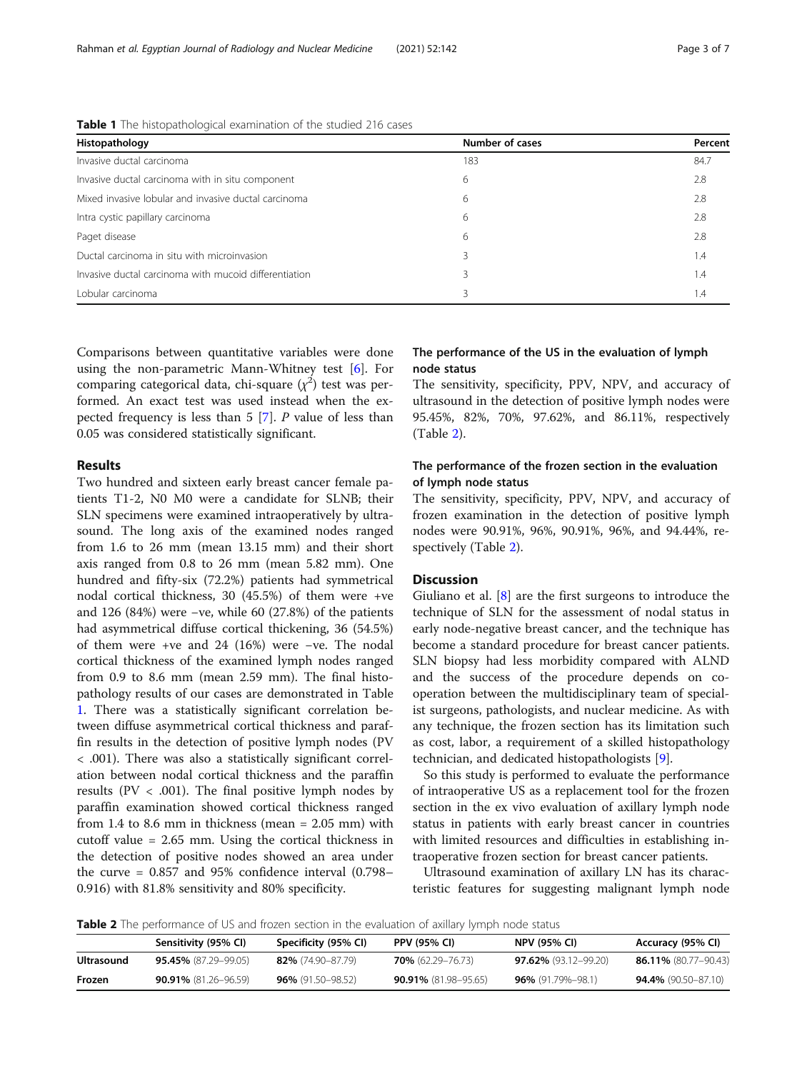**Table 1** The histopathological examination of the studied 216 cases

| Histopathology | Number of cases | Percent |
|---|---|---|
| Invasive ductal carcinoma | 183 | 84.7 |
| Invasive ductal carcinoma with in situ component | 6 | 2.8 |
| Mixed invasive lobular and invasive ductal carcinoma | 6 | 2.8 |
| Intra cystic papillary carcinoma | 6 | 2.8 |
| Paget disease | 6 | 2.8 |
| Ductal carcinoma in situ with microinvasion | 3 | 1.4 |
| Invasive ductal carcinoma with mucoid differentiation | 3 | 1.4 |
| Lobular carcinoma | 3 | 1.4 |

Comparisons between quantitative variables were done using the non-parametric Mann-Whitney test [6]. For comparing categorical data, chi-square ($\chi^2$) test was performed. An exact test was used instead when the expected frequency is less than 5 [7]. *P* value of less than 0.05 was considered statistically significant.

## Results

Two hundred and sixteen early breast cancer female patients T1-2, N0 M0 were a candidate for SLNB; their SLN specimens were examined intraoperatively by ultrasound. The long axis of the examined nodes ranged from 1.6 to 26 mm (mean 13.15 mm) and their short axis ranged from 0.8 to 26 mm (mean 5.82 mm). One hundred and fifty-six (72.2%) patients had symmetrical nodal cortical thickness, 30 (45.5%) of them were +ve and 126 (84%) were −ve, while 60 (27.8%) of the patients had asymmetrical diffuse cortical thickening, 36 (54.5%) of them were +ve and 24 (16%) were −ve. The nodal cortical thickness of the examined lymph nodes ranged from 0.9 to 8.6 mm (mean 2.59 mm). The final histopathology results of our cases are demonstrated in Table 1. There was a statistically significant correlation between diffuse asymmetrical cortical thickness and paraffin results in the detection of positive lymph nodes (PV < .001). There was also a statistically significant correlation between nodal cortical thickness and the paraffin results (PV < .001). The final positive lymph nodes by paraffin examination showed cortical thickness ranged from 1.4 to 8.6 mm in thickness (mean = 2.05 mm) with cutoff value = 2.65 mm. Using the cortical thickness in the detection of positive nodes showed an area under the curve = 0.857 and 95% confidence interval (0.798–0.916) with 81.8% sensitivity and 80% specificity.

### The performance of the US in the evaluation of lymph node status

The sensitivity, specificity, PPV, NPV, and accuracy of ultrasound in the detection of positive lymph nodes were 95.45%, 82%, 70%, 97.62%, and 86.11%, respectively (Table 2).

### The performance of the frozen section in the evaluation of lymph node status

The sensitivity, specificity, PPV, NPV, and accuracy of frozen examination in the detection of positive lymph nodes were 90.91%, 96%, 90.91%, 96%, and 94.44%, respectively (Table 2).

## Discussion

Giuliano et al. [8] are the first surgeons to introduce the technique of SLN for the assessment of nodal status in early node-negative breast cancer, and the technique has become a standard procedure for breast cancer patients. SLN biopsy had less morbidity compared with ALND and the success of the procedure depends on co-operation between the multidisciplinary team of specialist surgeons, pathologists, and nuclear medicine. As with any technique, the frozen section has its limitation such as cost, labor, a requirement of a skilled histopathology technician, and dedicated histopathologists [9].

So this study is performed to evaluate the performance of intraoperative US as a replacement tool for the frozen section in the ex vivo evaluation of axillary lymph node status in patients with early breast cancer in countries with limited resources and difficulties in establishing intraoperative frozen section for breast cancer patients.

Ultrasound examination of axillary LN has its characteristic features for suggesting malignant lymph node

**Table 2** The performance of US and frozen section in the evaluation of axillary lymph node status

| | Sensitivity (95% CI) | Specificity (95% CI) | PPV (95% CI) | NPV (95% CI) | Accuracy (95% CI) |
|---|---|---|---|---|---|
| **Ultrasound** | **95.45%** (87.29–99.05) | **82%** (74.90–87.79) | **70%** (62.29–76.73) | **97.62%** (93.12–99.20) | **86.11%** (80.77–90.43) |
| **Frozen** | **90.91%** (81.26–96.59) | **96%** (91.50–98.52) | **90.91%** (81.98–95.65) | **96%** (91.79%–98.1) | **94.4%** (90.50–87.10) |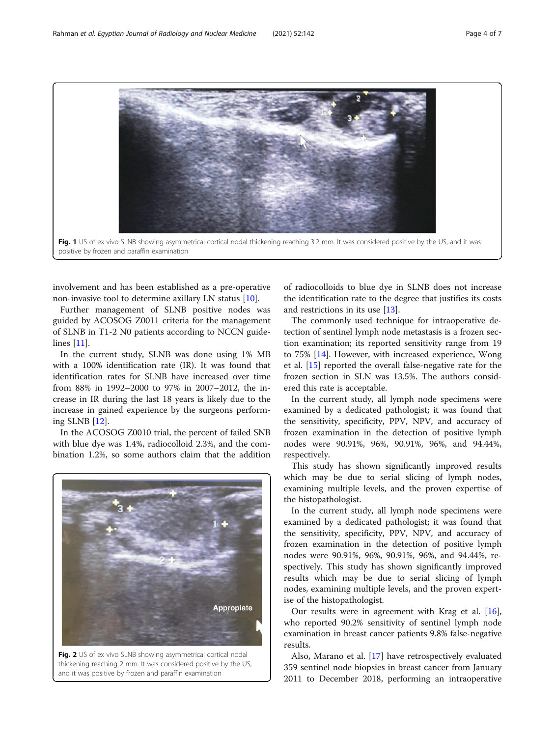Fig. 1 US of ex vivo SLNB showing asymmetrical cortical nodal thickening reaching 3.2 mm. It was considered positive by the US, and it was positive by frozen and paraffin examination

involvement and has been established as a pre-operative non-invasive tool to determine axillary LN status [10].

Further management of SLNB positive nodes was guided by ACOSOG Z0011 criteria for the management of SLNB in T1-2 N0 patients according to NCCN guidelines [11].

In the current study, SLNB was done using 1% MB with a 100% identification rate (IR). It was found that identification rates for SLNB have increased over time from 88% in 1992–2000 to 97% in 2007–2012, the increase in IR during the last 18 years is likely due to the increase in gained experience by the surgeons performing SLNB [12].

In the ACOSOG Z0010 trial, the percent of failed SNB with blue dye was 1.4%, radiocolloid 2.3%, and the combination 1.2%, so some authors claim that the addition of radiocolloids to blue dye in SLNB does not increase the identification rate to the degree that justifies its costs and restrictions in its use [13].

Fig. 2 US of ex vivo SLNB showing asymmetrical cortical nodal thickening reaching 2 mm. It was considered positive by the US, and it was positive by frozen and paraffin examination

The commonly used technique for intraoperative detection of sentinel lymph node metastasis is a frozen section examination; its reported sensitivity range from 19 to 75% [14]. However, with increased experience, Wong et al. [15] reported the overall false-negative rate for the frozen section in SLN was 13.5%. The authors considered this rate is acceptable.

In the current study, all lymph node specimens were examined by a dedicated pathologist; it was found that the sensitivity, specificity, PPV, NPV, and accuracy of frozen examination in the detection of positive lymph nodes were 90.91%, 96%, 90.91%, 96%, and 94.44%, respectively.

This study has shown significantly improved results which may be due to serial slicing of lymph nodes, examining multiple levels, and the proven expertise of the histopathologist.

In the current study, all lymph node specimens were examined by a dedicated pathologist; it was found that the sensitivity, specificity, PPV, NPV, and accuracy of frozen examination in the detection of positive lymph nodes were 90.91%, 96%, 90.91%, 96%, and 94.44%, respectively. This study has shown significantly improved results which may be due to serial slicing of lymph nodes, examining multiple levels, and the proven expertise of the histopathologist.

Our results were in agreement with Krag et al. [16], who reported 90.2% sensitivity of sentinel lymph node examination in breast cancer patients 9.8% false-negative results.

Also, Marano et al. [17] have retrospectively evaluated 359 sentinel node biopsies in breast cancer from January 2011 to December 2018, performing an intraoperative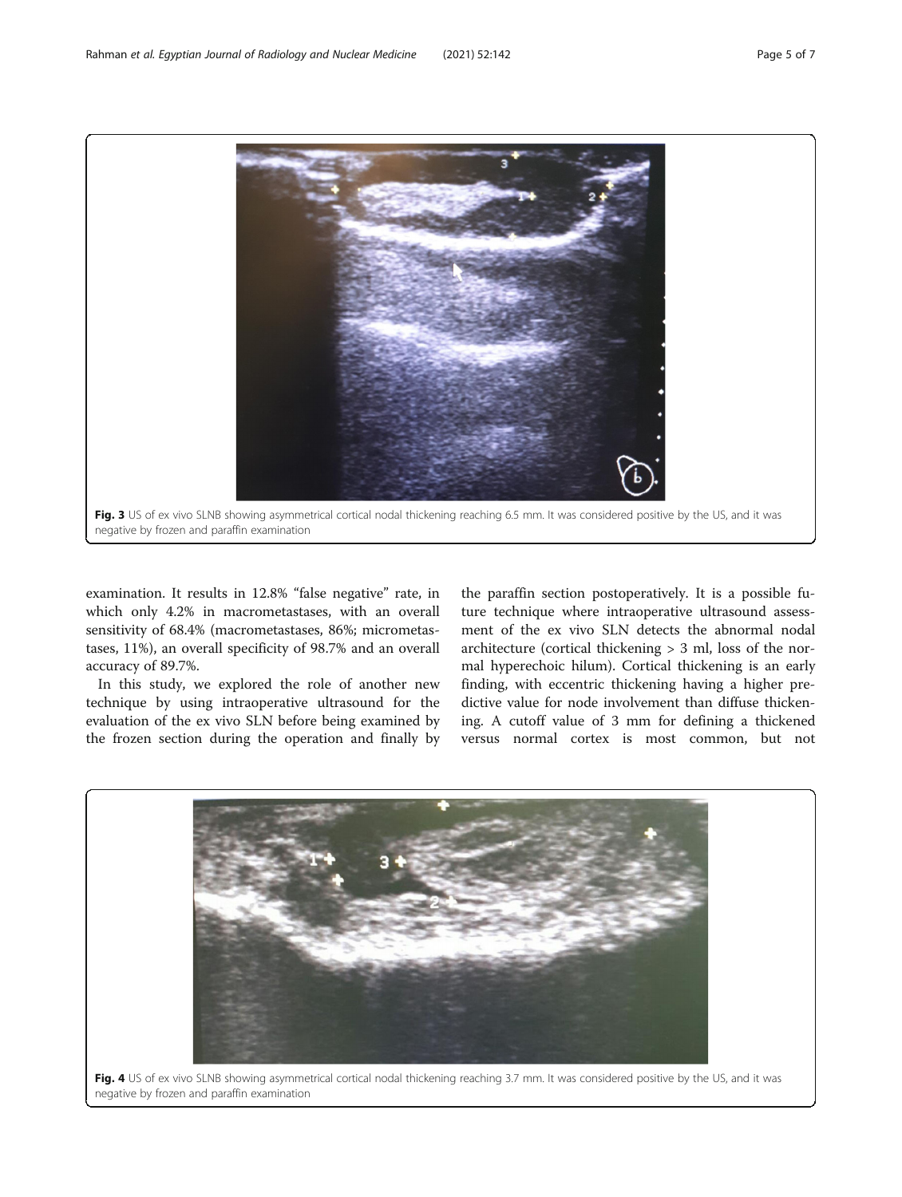Fig. 3 US of ex vivo SLNB showing asymmetrical cortical nodal thickening reaching 6.5 mm. It was considered positive by the US, and it was negative by frozen and paraffin examination

examination. It results in 12.8% "false negative" rate, in which only 4.2% in macrometastases, with an overall sensitivity of 68.4% (macrometastases, 86%; micrometastases, 11%), an overall specificity of 98.7% and an overall accuracy of 89.7%.

In this study, we explored the role of another new technique by using intraoperative ultrasound for the evaluation of the ex vivo SLN before being examined by the frozen section during the operation and finally by the paraffin section postoperatively. It is a possible future technique where intraoperative ultrasound assessment of the ex vivo SLN detects the abnormal nodal architecture (cortical thickening > 3 ml, loss of the normal hyperechoic hilum). Cortical thickening is an early finding, with eccentric thickening having a higher predictive value for node involvement than diffuse thickening. A cutoff value of 3 mm for defining a thickened versus normal cortex is most common, but not

Fig. 4 US of ex vivo SLNB showing asymmetrical cortical nodal thickening reaching 3.7 mm. It was considered positive by the US, and it was negative by frozen and paraffin examination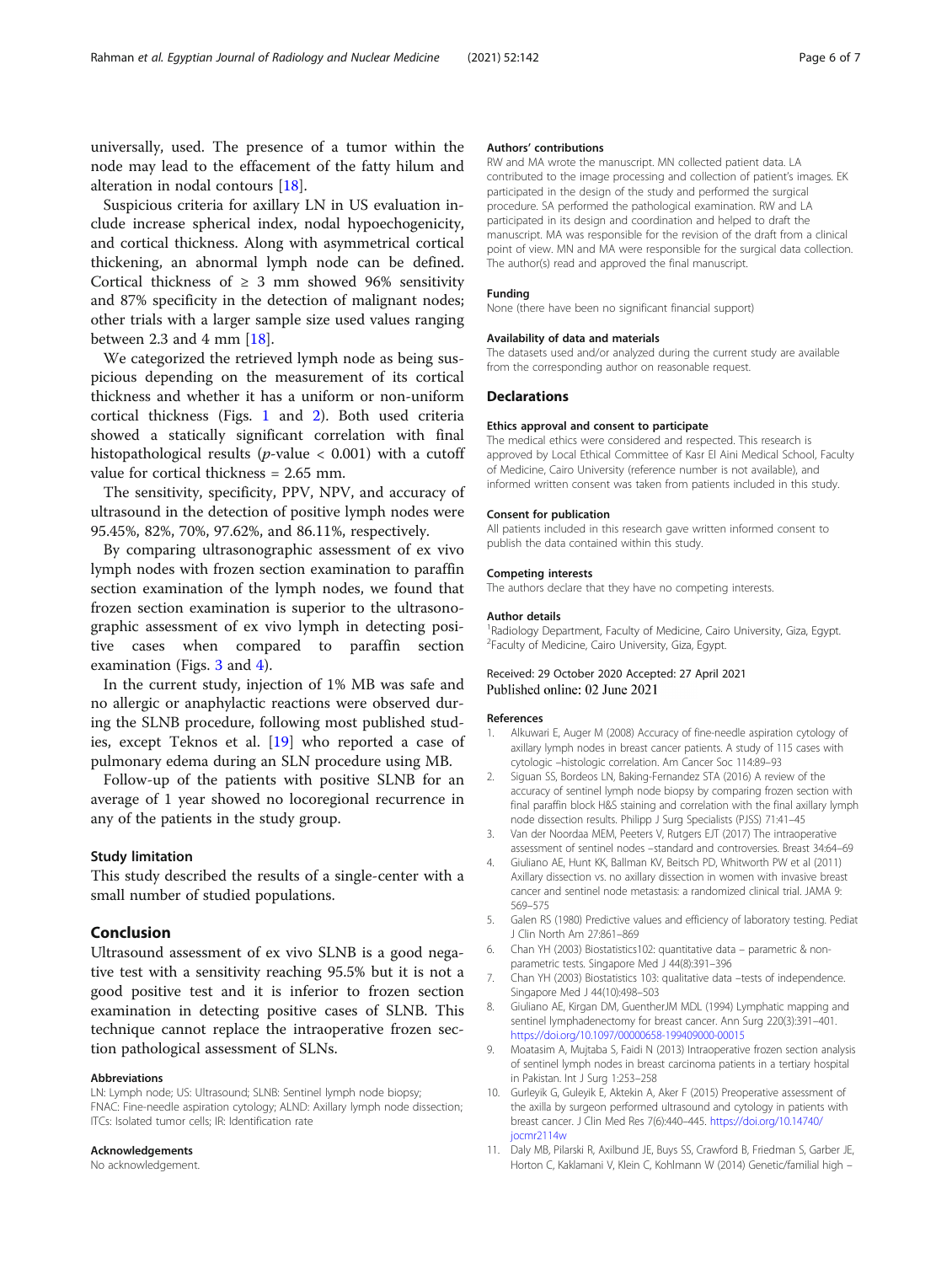universally, used. The presence of a tumor within the node may lead to the effacement of the fatty hilum and alteration in nodal contours [18].

Suspicious criteria for axillary LN in US evaluation include increase spherical index, nodal hypoechogenicity, and cortical thickness. Along with asymmetrical cortical thickening, an abnormal lymph node can be defined. Cortical thickness of ≥ 3 mm showed 96% sensitivity and 87% specificity in the detection of malignant nodes; other trials with a larger sample size used values ranging between 2.3 and 4 mm [18].

We categorized the retrieved lymph node as being suspicious depending on the measurement of its cortical thickness and whether it has a uniform or non-uniform cortical thickness (Figs. 1 and 2). Both used criteria showed a statically significant correlation with final histopathological results ($p$-value < 0.001) with a cutoff value for cortical thickness = 2.65 mm.

The sensitivity, specificity, PPV, NPV, and accuracy of ultrasound in the detection of positive lymph nodes were 95.45%, 82%, 70%, 97.62%, and 86.11%, respectively.

By comparing ultrasonographic assessment of ex vivo lymph nodes with frozen section examination to paraffin section examination of the lymph nodes, we found that frozen section examination is superior to the ultrasonographic assessment of ex vivo lymph in detecting positive cases when compared to paraffin section examination (Figs. 3 and 4).

In the current study, injection of 1% MB was safe and no allergic or anaphylactic reactions were observed during the SLNB procedure, following most published studies, except Teknos et al. [19] who reported a case of pulmonary edema during an SLN procedure using MB.

Follow-up of the patients with positive SLNB for an average of 1 year showed no locoregional recurrence in any of the patients in the study group.

### Study limitation

This study described the results of a single-center with a small number of studied populations.

## Conclusion

Ultrasound assessment of ex vivo SLNB is a good negative test with a sensitivity reaching 95.5% but it is not a good positive test and it is inferior to frozen section examination in detecting positive cases of SLNB. This technique cannot replace the intraoperative frozen section pathological assessment of SLNs.

#### Abbreviations

LN: Lymph node; US: Ultrasound; SLNB: Sentinel lymph node biopsy; FNAC: Fine-needle aspiration cytology; ALND: Axillary lymph node dissection; ITCs: Isolated tumor cells; IR: Identification rate

#### Acknowledgements

No acknowledgement.

#### Authors' contributions

RW and MA wrote the manuscript. MN collected patient data. LA contributed to the image processing and collection of patient's images. EK participated in the design of the study and performed the surgical procedure. SA performed the pathological examination. RW and LA participated in its design and coordination and helped to draft the manuscript. MA was responsible for the revision of the draft from a clinical point of view. MN and MA were responsible for the surgical data collection. The author(s) read and approved the final manuscript.

#### Funding

None (there have been no significant financial support)

#### Availability of data and materials

The datasets used and/or analyzed during the current study are available from the corresponding author on reasonable request.

## Declarations

#### Ethics approval and consent to participate

The medical ethics were considered and respected. This research is approved by Local Ethical Committee of Kasr El Aini Medical School, Faculty of Medicine, Cairo University (reference number is not available), and informed written consent was taken from patients included in this study.

#### Consent for publication

All patients included in this research gave written informed consent to publish the data contained within this study.

#### Competing interests

The authors declare that they have no competing interests.

#### Author details

[1]Radiology Department, Faculty of Medicine, Cairo University, Giza, Egypt. [2]Faculty of Medicine, Cairo University, Giza, Egypt.

Received: 29 October 2020 Accepted: 27 April 2021
Published online: 02 June 2021

#### References

1. Alkuwari E, Auger M (2008) Accuracy of fine-needle aspiration cytology of axillary lymph nodes in breast cancer patients. A study of 115 cases with cytologic –histologic correlation. Am Cancer Soc 114:89–93
2. Siguan SS, Bordeos LN, Baking-Fernandez STA (2016) A review of the accuracy of sentinel lymph node biopsy by comparing frozen section with final paraffin block H&S staining and correlation with the final axillary lymph node dissection results. Philipp J Surg Specialists (PJSS) 71:41–45
3. Van der Noordaa MEM, Peeters V, Rutgers EJT (2017) The intraoperative assessment of sentinel nodes –standard and controversies. Breast 34:64–69
4. Giuliano AE, Hunt KK, Ballman KV, Beitsch PD, Whitworth PW et al (2011) Axillary dissection vs. no axillary dissection in women with invasive breast cancer and sentinel node metastasis: a randomized clinical trial. JAMA 9: 569–575
5. Galen RS (1980) Predictive values and efficiency of laboratory testing. Pediat J Clin North Am 27:861–869
6. Chan YH (2003) Biostatistics102: quantitative data – parametric & non-parametric tests. Singapore Med J 44(8):391–396
7. Chan YH (2003) Biostatistics 103: qualitative data –tests of independence. Singapore Med J 44(10):498–503
8. Giuliano AE, Kirgan DM, GuentherJM MDL (1994) Lymphatic mapping and sentinel lymphadenectomy for breast cancer. Ann Surg 220(3):391–401. https://doi.org/10.1097/00000658-199409000-00015
9. Moatasim A, Mujtaba S, Faidi N (2013) Intraoperative frozen section analysis of sentinel lymph nodes in breast carcinoma patients in a tertiary hospital in Pakistan. Int J Surg 1:253–258
10. Gurleyik G, Guleyik E, Aktekin A, Aker F (2015) Preoperative assessment of the axilla by surgeon performed ultrasound and cytology in patients with breast cancer. J Clin Med Res 7(6):440–445. https://doi.org/10.14740/jocmr2114w
11. Daly MB, Pilarski R, Axilbund JE, Buys SS, Crawford B, Friedman S, Garber JE, Horton C, Kaklamani V, Klein C, Kohlmann W (2014) Genetic/familial high –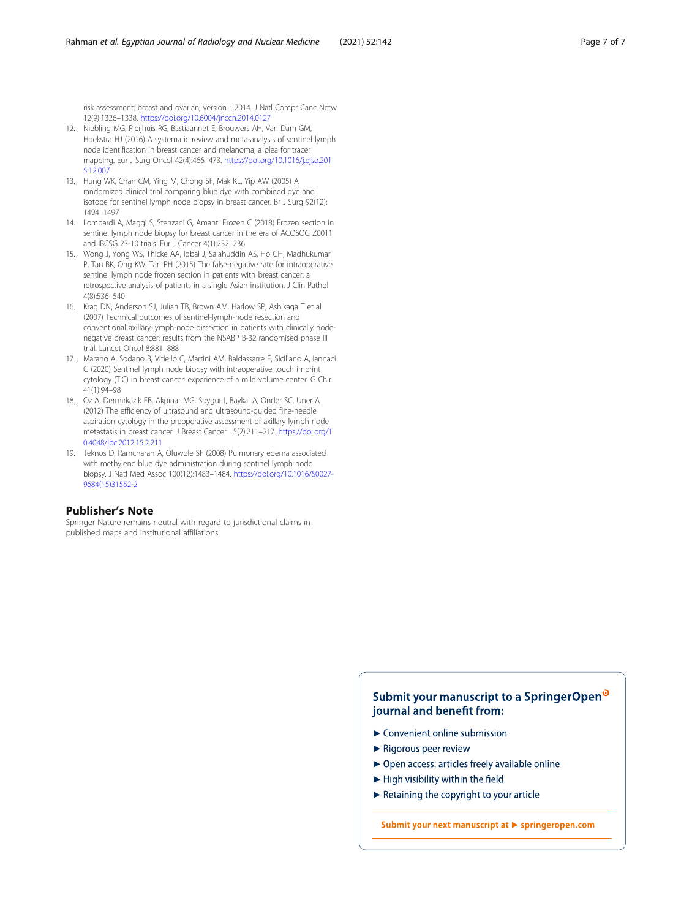risk assessment: breast and ovarian, version 1.2014. J Natl Compr Canc Netw 12(9):1326–1338. https://doi.org/10.6004/jnccn.2014.0127

12. Niebling MG, Pleijhuis RG, Bastiaannet E, Brouwers AH, Van Dam GM, Hoekstra HJ (2016) A systematic review and meta-analysis of sentinel lymph node identification in breast cancer and melanoma, a plea for tracer mapping. Eur J Surg Oncol 42(4):466–473. https://doi.org/10.1016/j.ejso.2015.12.007
13. Hung WK, Chan CM, Ying M, Chong SF, Mak KL, Yip AW (2005) A randomized clinical trial comparing blue dye with combined dye and isotope for sentinel lymph node biopsy in breast cancer. Br J Surg 92(12):1494–1497
14. Lombardi A, Maggi S, Stenzani G, Amanti Frozen C (2018) Frozen section in sentinel lymph node biopsy for breast cancer in the era of ACOSOG Z0011 and IBCSG 23-10 trials. Eur J Cancer 4(1):232–236
15. Wong J, Yong WS, Thicke AA, Iqbal J, Salahuddin AS, Ho GH, Madhukumar P, Tan BK, Ong KW, Tan PH (2015) The false-negative rate for intraoperative sentinel lymph node frozen section in patients with breast cancer: a retrospective analysis of patients in a single Asian institution. J Clin Pathol 4(8):536–540
16. Krag DN, Anderson SJ, Julian TB, Brown AM, Harlow SP, Ashikaga T et al (2007) Technical outcomes of sentinel-lymph-node resection and conventional axillary-lymph-node dissection in patients with clinically node-negative breast cancer: results from the NSABP B-32 randomised phase III trial. Lancet Oncol 8:881–888
17. Marano A, Sodano B, Vitiello C, Martini AM, Baldassarre F, Siciliano A, Iannaci G (2020) Sentinel lymph node biopsy with intraoperative touch imprint cytology (TIC) in breast cancer: experience of a mild-volume center. G Chir 41(1):94–98
18. Oz A, Dermirkazik FB, Akpinar MG, Soygur I, Baykal A, Onder SC, Uner A (2012) The efficiency of ultrasound and ultrasound-guided fine-needle aspiration cytology in the preoperative assessment of axillary lymph node metastasis in breast cancer. J Breast Cancer 15(2):211–217. https://doi.org/10.4048/jbc.2012.15.2.211
19. Teknos D, Ramcharan A, Oluwole SF (2008) Pulmonary edema associated with methylene blue dye administration during sentinel lymph node biopsy. J Natl Med Assoc 100(12):1483–1484. https://doi.org/10.1016/S0027-9684(15)31552-2

## Publisher's Note

Springer Nature remains neutral with regard to jurisdictional claims in published maps and institutional affiliations.

**Submit your manuscript to a SpringerOpen journal and benefit from:**

- ► Convenient online submission
- ► Rigorous peer review
- ► Open access: articles freely available online
- ► High visibility within the field
- ► Retaining the copyright to your article

**Submit your next manuscript at ► springeropen.com**